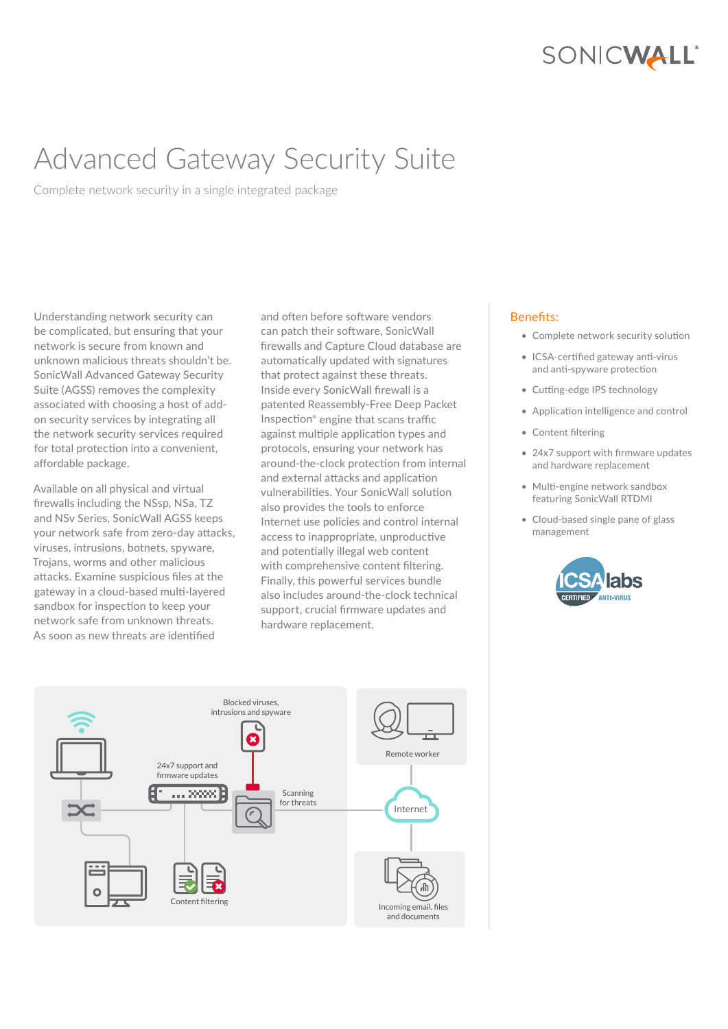# Advanced Gateway Security Suite

Complete network security in a single integrated package

Understanding network security can be complicated, but ensuring that your network is secure from known and unknown malicious threats shouldn't be. SonicWall Advanced Gateway Security Suite (AGSS) removes the complexity associated with choosing a host of add-on security services by integrating all the network security services required for total protection into a convenient, affordable package.

Available on all physical and virtual firewalls including the NSsp, NSa, TZ and NSv Series, SonicWall AGSS keeps your network safe from zero-day attacks, viruses, intrusions, botnets, spyware, Trojans, worms and other malicious attacks. Examine suspicious files at the gateway in a cloud-based multi-layered sandbox for inspection to keep your network safe from unknown threats. As soon as new threats are identified and often before software vendors can patch their software, SonicWall firewalls and Capture Cloud database are automatically updated with signatures that protect against these threats. Inside every SonicWall firewall is a patented Reassembly-Free Deep Packet Inspection® engine that scans traffic against multiple application types and protocols, ensuring your network has around-the-clock protection from internal and external attacks and application vulnerabilities. Your SonicWall solution also provides the tools to enforce Internet use policies and control internal access to inappropriate, unproductive and potentially illegal web content with comprehensive content filtering. Finally, this powerful services bundle also includes around-the-clock technical support, crucial firmware updates and hardware replacement.

Blocked viruses, intrusions and spyware

24x7 support and firmware updates

Scanning for threats

Remote worker

Internet

Content filtering

Incoming email, files and documents

## Benefits:

- Complete network security solution
- ICSA-certified gateway anti-virus and anti-spyware protection
- Cutting-edge IPS technology
- Application intelligence and control
- Content filtering
- 24x7 support with firmware updates and hardware replacement
- Multi-engine network sandbox featuring SonicWall RTDMI
- Cloud-based single pane of glass management

ICSAlabs CERTIFIED ANTI-VIRUS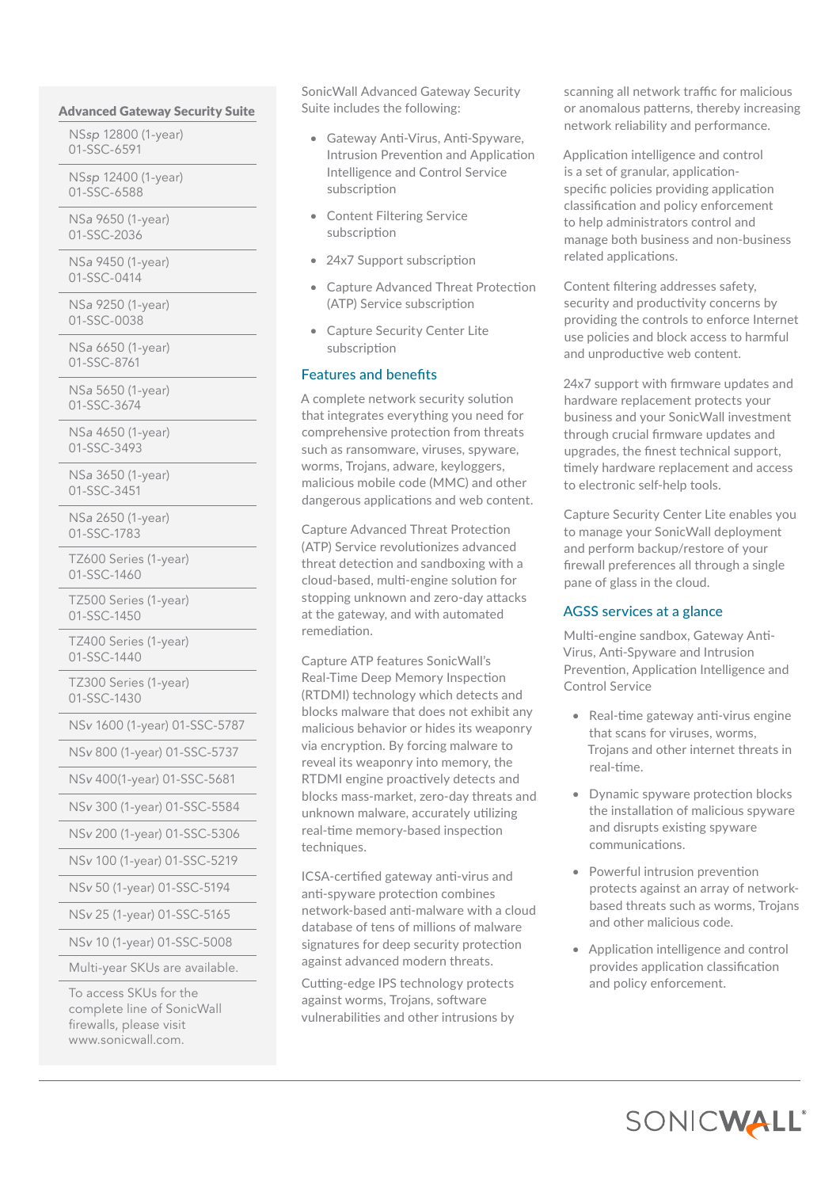## Advanced Gateway Security Suite

| | |
|---|---|
| NSsp 12800 (1-year) | 01-SSC-6591 |
| NSsp 12400 (1-year) | 01-SSC-6588 |
| NSa 9650 (1-year) | 01-SSC-2036 |
| NSa 9450 (1-year) | 01-SSC-0414 |
| NSa 9250 (1-year) | 01-SSC-0038 |
| NSa 6650 (1-year) | 01-SSC-8761 |
| NSa 5650 (1-year) | 01-SSC-3674 |
| NSa 4650 (1-year) | 01-SSC-3493 |
| NSa 3650 (1-year) | 01-SSC-3451 |
| NSa 2650 (1-year) | 01-SSC-1783 |
| TZ600 Series (1-year) | 01-SSC-1460 |
| TZ500 Series (1-year) | 01-SSC-1450 |
| TZ400 Series (1-year) | 01-SSC-1440 |
| TZ300 Series (1-year) | 01-SSC-1430 |
| NSv 1600 (1-year) | 01-SSC-5787 |
| NSv 800 (1-year) | 01-SSC-5737 |
| NSv 400(1-year) | 01-SSC-5681 |
| NSv 300 (1-year) | 01-SSC-5584 |
| NSv 200 (1-year) | 01-SSC-5306 |
| NSv 100 (1-year) | 01-SSC-5219 |
| NSv 50 (1-year) | 01-SSC-5194 |
| NSv 25 (1-year) | 01-SSC-5165 |
| NSv 10 (1-year) | 01-SSC-5008 |

Multi-year SKUs are available.

To access SKUs for the complete line of SonicWall firewalls, please visit www.sonicwall.com.

SonicWall Advanced Gateway Security Suite includes the following:

- Gateway Anti-Virus, Anti-Spyware, Intrusion Prevention and Application Intelligence and Control Service subscription
- Content Filtering Service subscription
- 24x7 Support subscription
- Capture Advanced Threat Protection (ATP) Service subscription
- Capture Security Center Lite subscription

## Features and benefits

A complete network security solution that integrates everything you need for comprehensive protection from threats such as ransomware, viruses, spyware, worms, Trojans, adware, keyloggers, malicious mobile code (MMC) and other dangerous applications and web content.

Capture Advanced Threat Protection (ATP) Service revolutionizes advanced threat detection and sandboxing with a cloud-based, multi-engine solution for stopping unknown and zero-day attacks at the gateway, and with automated remediation.

Capture ATP features SonicWall's Real-Time Deep Memory Inspection (RTDMI) technology which detects and blocks malware that does not exhibit any malicious behavior or hides its weaponry via encryption. By forcing malware to reveal its weaponry into memory, the RTDMI engine proactively detects and blocks mass-market, zero-day threats and unknown malware, accurately utilizing real-time memory-based inspection techniques.

ICSA-certified gateway anti-virus and anti-spyware protection combines network-based anti-malware with a cloud database of tens of millions of malware signatures for deep security protection against advanced modern threats.

Cutting-edge IPS technology protects against worms, Trojans, software vulnerabilities and other intrusions by scanning all network traffic for malicious or anomalous patterns, thereby increasing network reliability and performance.

Application intelligence and control is a set of granular, application-specific policies providing application classification and policy enforcement to help administrators control and manage both business and non-business related applications.

Content filtering addresses safety, security and productivity concerns by providing the controls to enforce Internet use policies and block access to harmful and unproductive web content.

24x7 support with firmware updates and hardware replacement protects your business and your SonicWall investment through crucial firmware updates and upgrades, the finest technical support, timely hardware replacement and access to electronic self-help tools.

Capture Security Center Lite enables you to manage your SonicWall deployment and perform backup/restore of your firewall preferences all through a single pane of glass in the cloud.

## AGSS services at a glance

Multi-engine sandbox, Gateway Anti-Virus, Anti-Spyware and Intrusion Prevention, Application Intelligence and Control Service

- Real-time gateway anti-virus engine that scans for viruses, worms, Trojans and other internet threats in real-time.
- Dynamic spyware protection blocks the installation of malicious spyware and disrupts existing spyware communications.
- Powerful intrusion prevention protects against an array of network-based threats such as worms, Trojans and other malicious code.
- Application intelligence and control provides application classification and policy enforcement.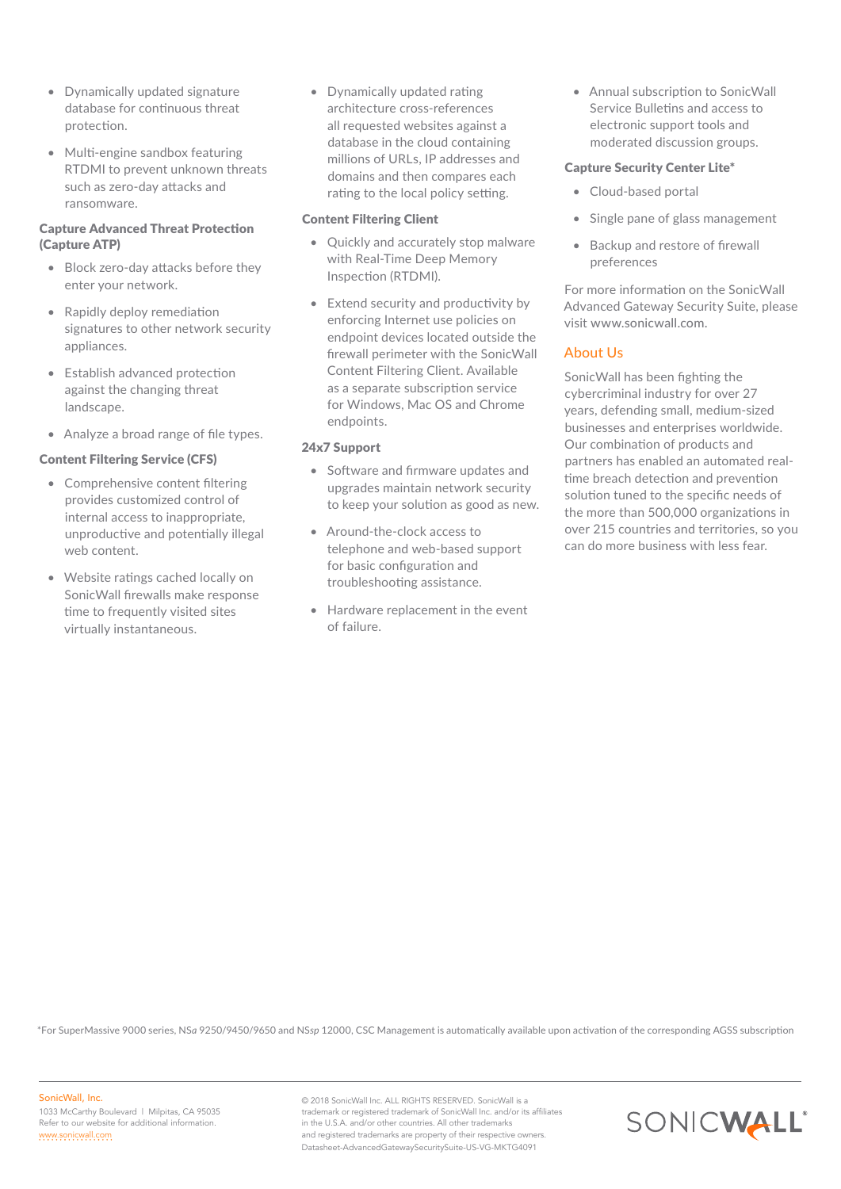- Dynamically updated signature database for continuous threat protection.
- Multi-engine sandbox featuring RTDMI to prevent unknown threats such as zero-day attacks and ransomware.

**Capture Advanced Threat Protection (Capture ATP)**

- Block zero-day attacks before they enter your network.
- Rapidly deploy remediation signatures to other network security appliances.
- Establish advanced protection against the changing threat landscape.
- Analyze a broad range of file types.

**Content Filtering Service (CFS)**

- Comprehensive content filtering provides customized control of internal access to inappropriate, unproductive and potentially illegal web content.
- Website ratings cached locally on SonicWall firewalls make response time to frequently visited sites virtually instantaneous.
- Dynamically updated rating architecture cross-references all requested websites against a database in the cloud containing millions of URLs, IP addresses and domains and then compares each rating to the local policy setting.

**Content Filtering Client**

- Quickly and accurately stop malware with Real-Time Deep Memory Inspection (RTDMI).
- Extend security and productivity by enforcing Internet use policies on endpoint devices located outside the firewall perimeter with the SonicWall Content Filtering Client. Available as a separate subscription service for Windows, Mac OS and Chrome endpoints.

**24x7 Support**

- Software and firmware updates and upgrades maintain network security to keep your solution as good as new.
- Around-the-clock access to telephone and web-based support for basic configuration and troubleshooting assistance.
- Hardware replacement in the event of failure.
- Annual subscription to SonicWall Service Bulletins and access to electronic support tools and moderated discussion groups.

**Capture Security Center Lite***

- Cloud-based portal
- Single pane of glass management
- Backup and restore of firewall preferences

For more information on the SonicWall Advanced Gateway Security Suite, please visit www.sonicwall.com.

## About Us

SonicWall has been fighting the cybercriminal industry for over 27 years, defending small, medium-sized businesses and enterprises worldwide. Our combination of products and partners has enabled an automated real-time breach detection and prevention solution tuned to the specific needs of the more than 500,000 organizations in over 215 countries and territories, so you can do more business with less fear.

*For SuperMassive 9000 series, NS*a* 9250/9450/9650 and NS*sp* 12000, CSC Management is automatically available upon activation of the corresponding AGSS subscription

SonicWall, Inc.
1033 McCarthy Boulevard | Milpitas, CA 95035
Refer to our website for additional information.
www.sonicwall.com

© 2018 SonicWall Inc. ALL RIGHTS RESERVED. SonicWall is a trademark or registered trademark of SonicWall Inc. and/or its affiliates in the U.S.A. and/or other countries. All other trademarks and registered trademarks are property of their respective owners.
Datasheet-AdvancedGatewaySecuritySuite-US-VG-MKTG4091

SONICWALL